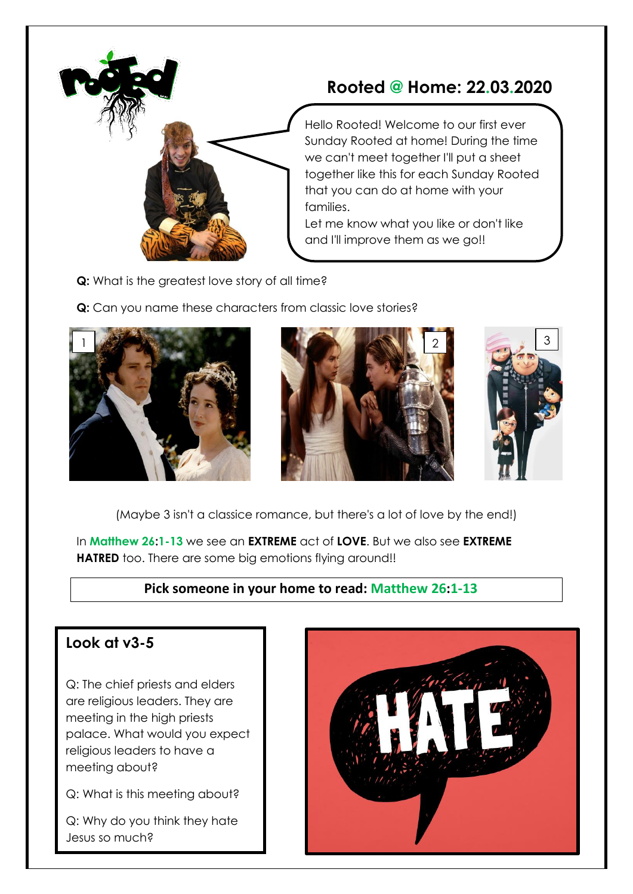# Rooted @ Home: 22.03.2020

Hello Rooted! Welcome to our first ever Sunday Rooted at home! During the time we can't meet together I'll put a sheet together like this for each Sunday Rooted that you can do at home with your families.
Let me know what you like or don't like and I'll improve them as we go!!

**Q:** What is the greatest love story of all time?

**Q:** Can you name these characters from classic love stories?

1 2 3

(Maybe 3 isn't a classice romance, but there's a lot of love by the end!)

In **Matthew 26:1-13** we see an **EXTREME** act of **LOVE**. But we also see **EXTREME HATRED** too. There are some big emotions flying around!!

**Pick someone in your home to read: Matthew 26:1-13**

## Look at v3-5

Q: The chief priests and elders are religious leaders. They are meeting in the high priests palace. What would you expect religious leaders to have a meeting about?

Q: What is this meeting about?

Q: Why do you think they hate Jesus so much?

HATE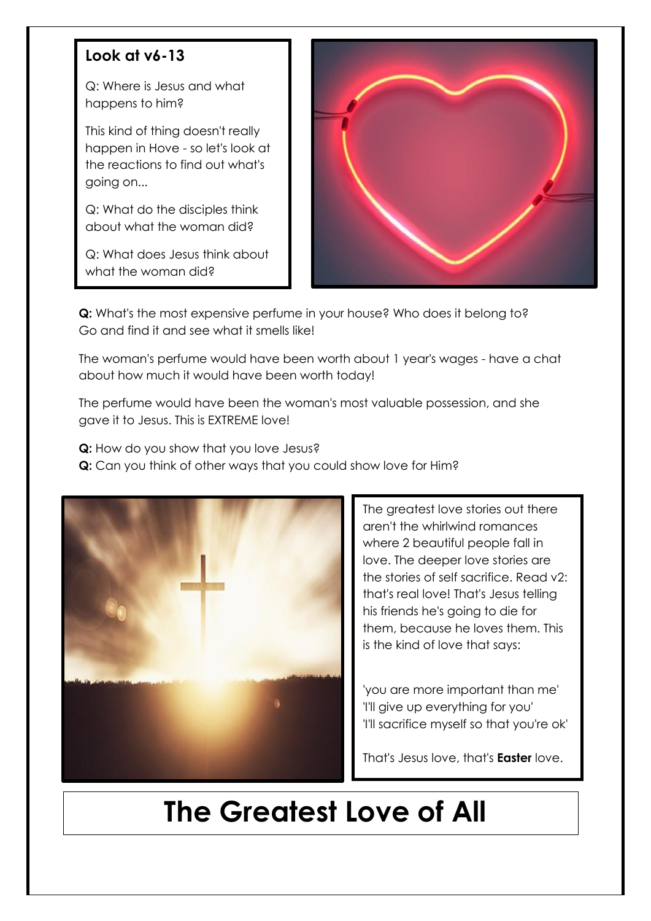**Look at v6-13**

Q: Where is Jesus and what happens to him?

This kind of thing doesn't really happen in Hove - so let's look at the reactions to find out what's going on...

Q: What do the disciples think about what the woman did?

Q: What does Jesus think about what the woman did?

**Q:** What's the most expensive perfume in your house? Who does it belong to? Go and find it and see what it smells like!

The woman's perfume would have been worth about 1 year's wages - have a chat about how much it would have been worth today!

The perfume would have been the woman's most valuable possession, and she gave it to Jesus. This is EXTREME love!

**Q:** How do you show that you love Jesus?
**Q:** Can you think of other ways that you could show love for Him?

The greatest love stories out there aren't the whirlwind romances where 2 beautiful people fall in love. The deeper love stories are the stories of self sacrifice. Read v2: that's real love! That's Jesus telling his friends he's going to die for them, because he loves them. This is the kind of love that says:

'you are more important than me'
'I'll give up everything for you'
'I'll sacrifice myself so that you're ok'

That's Jesus love, that's **Easter** love.

# The Greatest Love of All